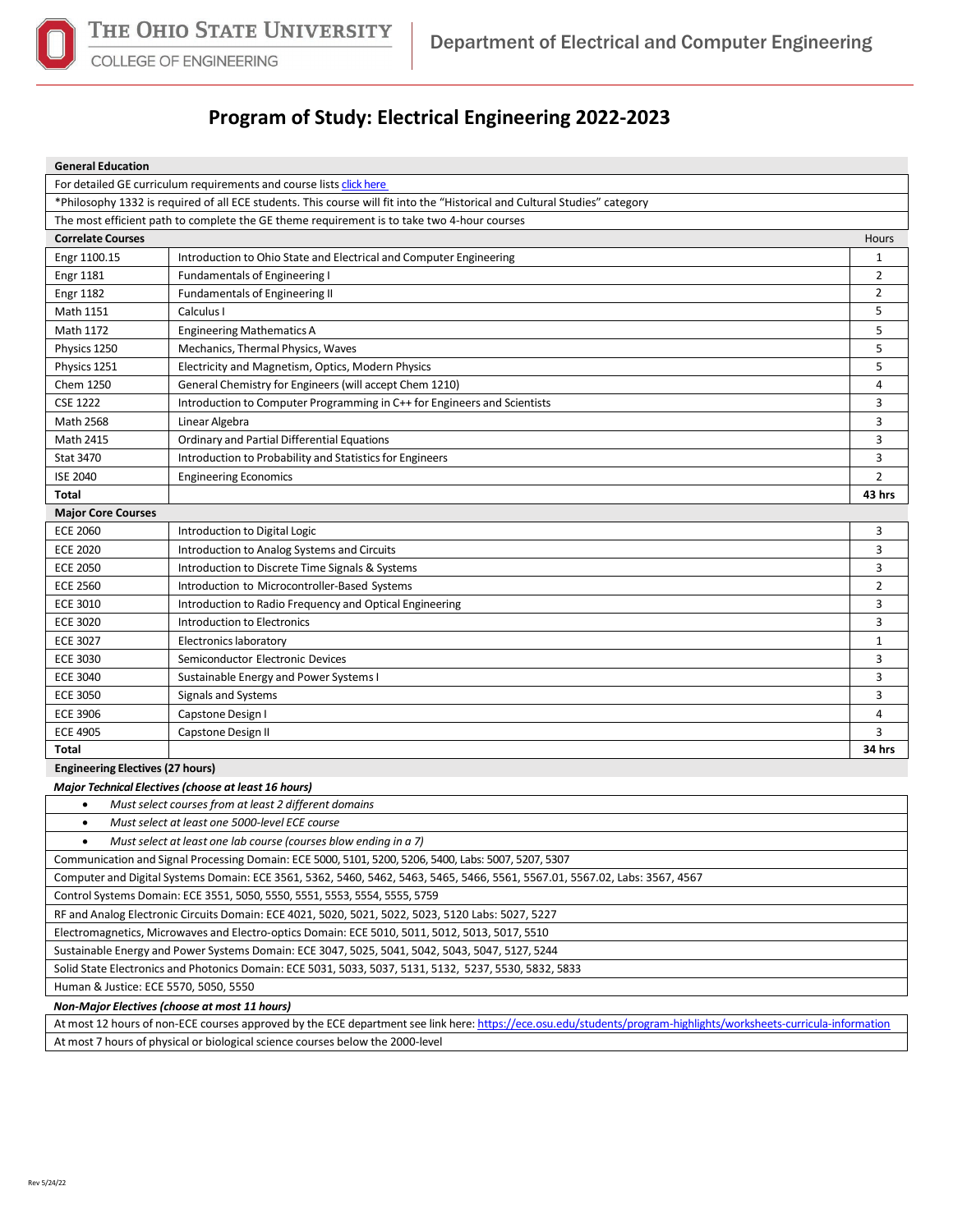The Ohio State University
College of Engineering

Department of Electrical and Computer Engineering

# Program of Study: Electrical Engineering 2022-2023

| **General Education** | | |
|---|---|---|
| For detailed GE curriculum requirements and course lists [click here](#) | | |
| *Philosophy 1332 is required of all ECE students. This course will fit into the "Historical and Cultural Studies" category | | |
| The most efficient path to complete the GE theme requirement is to take two 4-hour courses | | |

| **Correlate Courses** | | Hours |
|---|---|---|
| Engr 1100.15 | Introduction to Ohio State and Electrical and Computer Engineering | 1 |
| Engr 1181 | Fundamentals of Engineering I | 2 |
| Engr 1182 | Fundamentals of Engineering II | 2 |
| Math 1151 | Calculus I | 5 |
| Math 1172 | Engineering Mathematics A | 5 |
| Physics 1250 | Mechanics, Thermal Physics, Waves | 5 |
| Physics 1251 | Electricity and Magnetism, Optics, Modern Physics | 5 |
| Chem 1250 | General Chemistry for Engineers (will accept Chem 1210) | 4 |
| CSE 1222 | Introduction to Computer Programming in C++ for Engineers and Scientists | 3 |
| Math 2568 | Linear Algebra | 3 |
| Math 2415 | Ordinary and Partial Differential Equations | 3 |
| Stat 3470 | Introduction to Probability and Statistics for Engineers | 3 |
| ISE 2040 | Engineering Economics | 2 |
| **Total** | | **43 hrs** |

| **Major Core Courses** | | |
|---|---|---|
| ECE 2060 | Introduction to Digital Logic | 3 |
| ECE 2020 | Introduction to Analog Systems and Circuits | 3 |
| ECE 2050 | Introduction to Discrete Time Signals & Systems | 3 |
| ECE 2560 | Introduction to Microcontroller-Based Systems | 2 |
| ECE 3010 | Introduction to Radio Frequency and Optical Engineering | 3 |
| ECE 3020 | Introduction to Electronics | 3 |
| ECE 3027 | Electronics laboratory | 1 |
| ECE 3030 | Semiconductor Electronic Devices | 3 |
| ECE 3040 | Sustainable Energy and Power Systems I | 3 |
| ECE 3050 | Signals and Systems | 3 |
| ECE 3906 | Capstone Design I | 4 |
| ECE 4905 | Capstone Design II | 3 |
| **Total** | | **34 hrs** |

**Engineering Electives (27 hours)**

***Major Technical Electives (choose at least 16 hours)***

- *Must select courses from at least 2 different domains*
- *Must select at least one 5000-level ECE course*
- *Must select at least one lab course (courses blow ending in a 7)*

Communication and Signal Processing Domain: ECE 5000, 5101, 5200, 5206, 5400, Labs: 5007, 5207, 5307

Computer and Digital Systems Domain: ECE 3561, 5362, 5460, 5462, 5463, 5465, 5466, 5561, 5567.01, 5567.02, Labs: 3567, 4567

Control Systems Domain: ECE 3551, 5050, 5550, 5551, 5553, 5554, 5555, 5759

RF and Analog Electronic Circuits Domain: ECE 4021, 5020, 5021, 5022, 5023, 5120 Labs: 5027, 5227

Electromagnetics, Microwaves and Electro-optics Domain: ECE 5010, 5011, 5012, 5013, 5017, 5510

Sustainable Energy and Power Systems Domain: ECE 3047, 5025, 5041, 5042, 5043, 5047, 5127, 5244

Solid State Electronics and Photonics Domain: ECE 5031, 5033, 5037, 5131, 5132, 5237, 5530, 5832, 5833

Human & Justice: ECE 5570, 5050, 5550

***Non-Major Electives (choose at most 11 hours)***

At most 12 hours of non-ECE courses approved by the ECE department see link here: https://ece.osu.edu/students/program-highlights/worksheets-curricula-information

At most 7 hours of physical or biological science courses below the 2000-level

Rev 5/24/22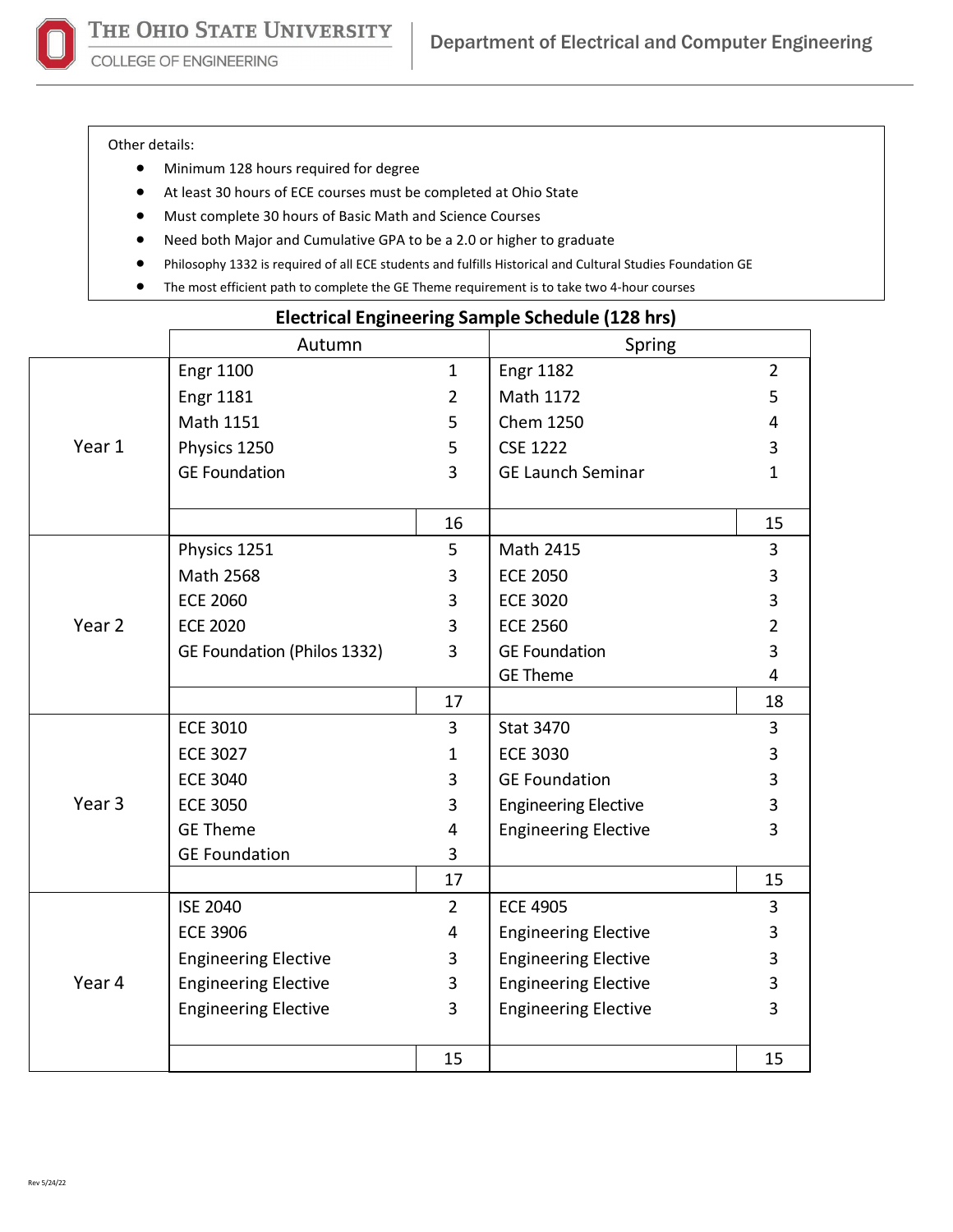Other details:

- Minimum 128 hours required for degree
- At least 30 hours of ECE courses must be completed at Ohio State
- Must complete 30 hours of Basic Math and Science Courses
- Need both Major and Cumulative GPA to be a 2.0 or higher to graduate
- Philosophy 1332 is required of all ECE students and fulfills Historical and Cultural Studies Foundation GE
- The most efficient path to complete the GE Theme requirement is to take two 4-hour courses

## Electrical Engineering Sample Schedule (128 hrs)

| | Autumn | | Spring | |
|---|---|---|---|---|
| Year 1 | Engr 1100 | 1 | Engr 1182 | 2 |
| | Engr 1181 | 2 | Math 1172 | 5 |
| | Math 1151 | 5 | Chem 1250 | 4 |
| | Physics 1250 | 5 | CSE 1222 | 3 |
| | GE Foundation | 3 | GE Launch Seminar | 1 |
| | | 16 | | 15 |
| Year 2 | Physics 1251 | 5 | Math 2415 | 3 |
| | Math 2568 | 3 | ECE 2050 | 3 |
| | ECE 2060 | 3 | ECE 3020 | 3 |
| | ECE 2020 | 3 | ECE 2560 | 2 |
| | GE Foundation (Philos 1332) | 3 | GE Foundation | 3 |
| | | | GE Theme | 4 |
| | | 17 | | 18 |
| Year 3 | ECE 3010 | 3 | Stat 3470 | 3 |
| | ECE 3027 | 1 | ECE 3030 | 3 |
| | ECE 3040 | 3 | GE Foundation | 3 |
| | ECE 3050 | 3 | Engineering Elective | 3 |
| | GE Theme | 4 | Engineering Elective | 3 |
| | GE Foundation | 3 | | |
| | | 17 | | 15 |
| Year 4 | ISE 2040 | 2 | ECE 4905 | 3 |
| | ECE 3906 | 4 | Engineering Elective | 3 |
| | Engineering Elective | 3 | Engineering Elective | 3 |
| | Engineering Elective | 3 | Engineering Elective | 3 |
| | Engineering Elective | 3 | Engineering Elective | 3 |
| | | 15 | | 15 |

Rev 5/24/22